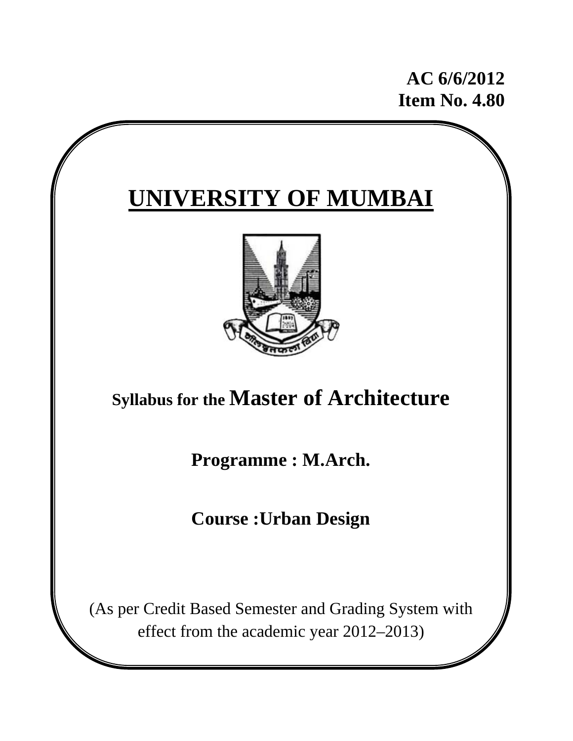**AC 6/6/2012**
**Item No. 4.80**

# UNIVERSITY OF MUMBAI

## Syllabus for the Master of Architecture

**Programme : M.Arch.**

**Course :Urban Design**

(As per Credit Based Semester and Grading System with effect from the academic year 2012–2013)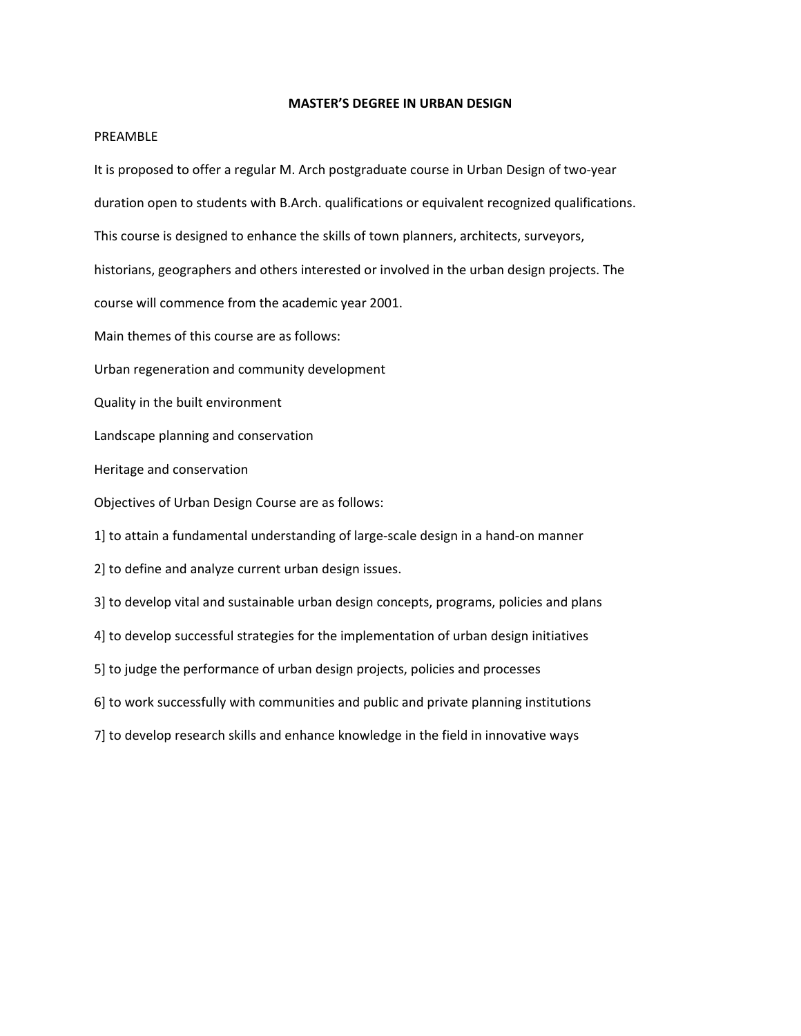# MASTER'S DEGREE IN URBAN DESIGN

PREAMBLE

It is proposed to offer a regular M. Arch postgraduate course in Urban Design of two-year duration open to students with B.Arch. qualifications or equivalent recognized qualifications. This course is designed to enhance the skills of town planners, architects, surveyors, historians, geographers and others interested or involved in the urban design projects. The course will commence from the academic year 2001.

Main themes of this course are as follows:

Urban regeneration and community development

Quality in the built environment

Landscape planning and conservation

Heritage and conservation

Objectives of Urban Design Course are as follows:

1] to attain a fundamental understanding of large-scale design in a hand-on manner

2] to define and analyze current urban design issues.

3] to develop vital and sustainable urban design concepts, programs, policies and plans

4] to develop successful strategies for the implementation of urban design initiatives

5] to judge the performance of urban design projects, policies and processes

6] to work successfully with communities and public and private planning institutions

7] to develop research skills and enhance knowledge in the field in innovative ways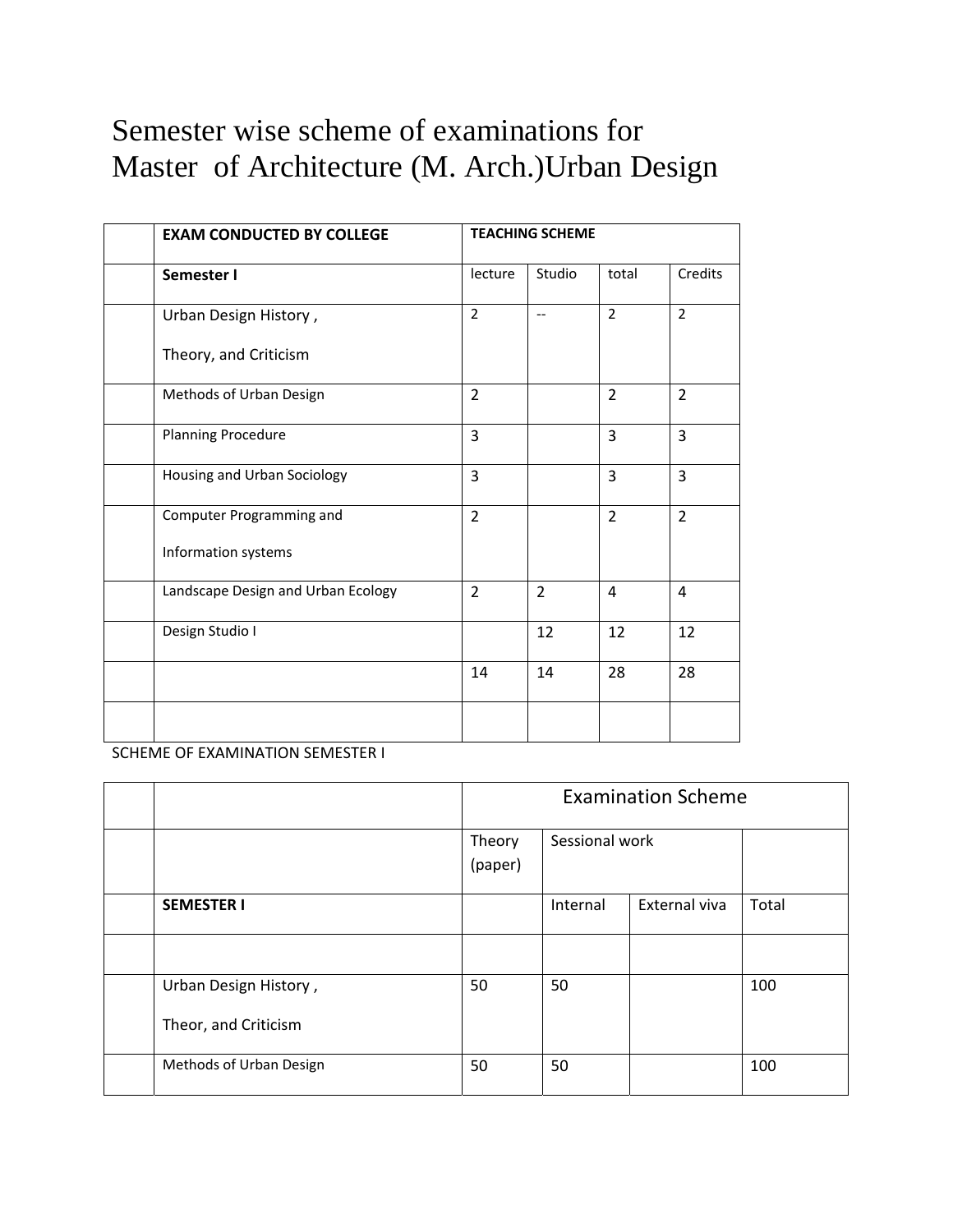# Semester wise scheme of examinations for Master of Architecture (M. Arch.)Urban Design

| | **EXAM CONDUCTED BY COLLEGE** | **TEACHING SCHEME** | | | |
|---|---|---|---|---|---|
| | **Semester I** | lecture | Studio | total | Credits |
| | Urban Design History , Theory, and Criticism | 2 | -- | 2 | 2 |
| | Methods of Urban Design | 2 | | 2 | 2 |
| | Planning Procedure | 3 | | 3 | 3 |
| | Housing and Urban Sociology | 3 | | 3 | 3 |
| | Computer Programming and Information systems | 2 | | 2 | 2 |
| | Landscape Design and Urban Ecology | 2 | 2 | 4 | 4 |
| | Design Studio I | | 12 | 12 | 12 |
| | | 14 | 14 | 28 | 28 |
| | | | | | |

SCHEME OF EXAMINATION SEMESTER I

| | | Examination Scheme | | | |
|---|---|---|---|---|---|
| | | Theory (paper) | Sessional work | | |
| | **SEMESTER I** | | Internal | External viva | Total |
| | | | | | |
| | Urban Design History , Theor, and Criticism | 50 | 50 | | 100 |
| | Methods of Urban Design | 50 | 50 | | 100 |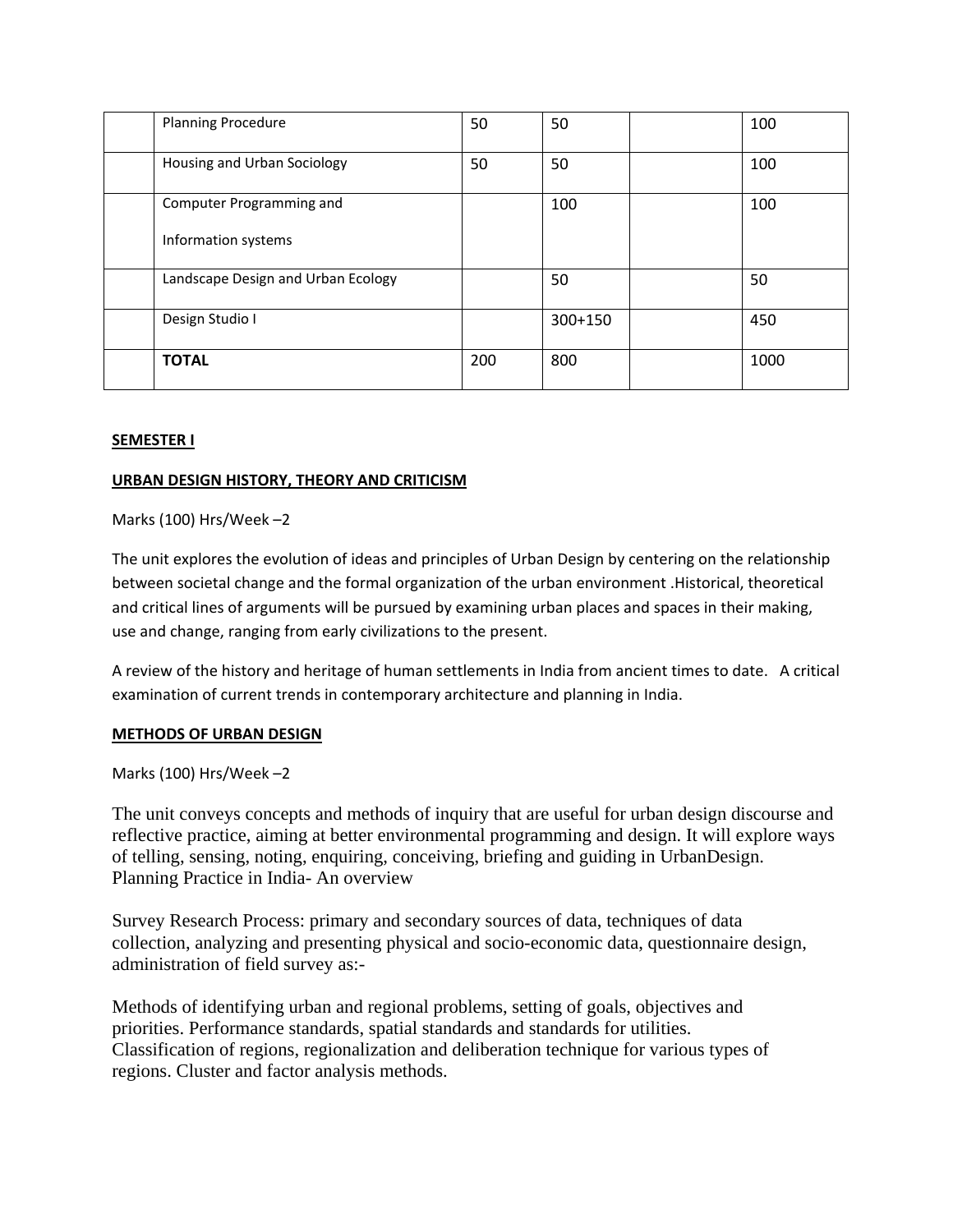| | Planning Procedure | 50 | 50 | | 100 |
|---|---|---|---|---|---|
| | Housing and Urban Sociology | 50 | 50 | | 100 |
| | Computer Programming and Information systems | | 100 | | 100 |
| | Landscape Design and Urban Ecology | | 50 | | 50 |
| | Design Studio I | | 300+150 | | 450 |
| | **TOTAL** | 200 | 800 | | 1000 |

**SEMESTER I**

**URBAN DESIGN HISTORY, THEORY AND CRITICISM**

Marks (100) Hrs/Week –2

The unit explores the evolution of ideas and principles of Urban Design by centering on the relationship between societal change and the formal organization of the urban environment .Historical, theoretical and critical lines of arguments will be pursued by examining urban places and spaces in their making, use and change, ranging from early civilizations to the present.

A review of the history and heritage of human settlements in India from ancient times to date. A critical examination of current trends in contemporary architecture and planning in India.

**METHODS OF URBAN DESIGN**

Marks (100) Hrs/Week –2

The unit conveys concepts and methods of inquiry that are useful for urban design discourse and reflective practice, aiming at better environmental programming and design. It will explore ways of telling, sensing, noting, enquiring, conceiving, briefing and guiding in UrbanDesign. Planning Practice in India- An overview

Survey Research Process: primary and secondary sources of data, techniques of data collection, analyzing and presenting physical and socio-economic data, questionnaire design, administration of field survey as:-

Methods of identifying urban and regional problems, setting of goals, objectives and priorities. Performance standards, spatial standards and standards for utilities. Classification of regions, regionalization and deliberation technique for various types of regions. Cluster and factor analysis methods.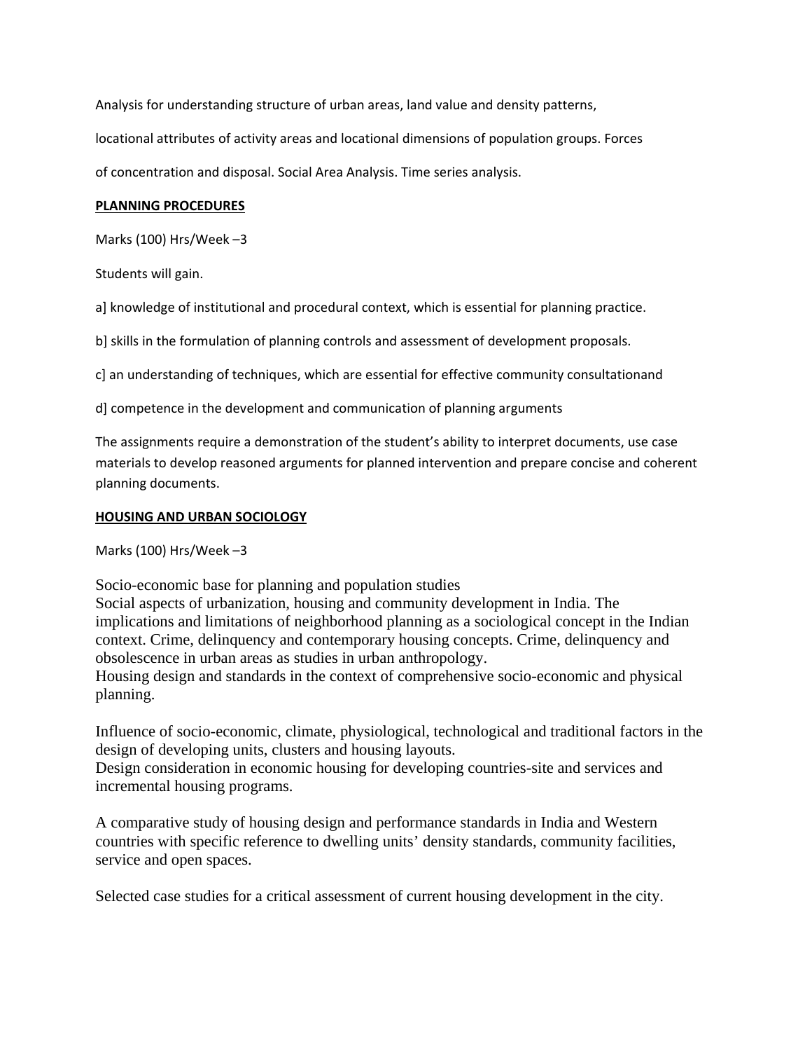Analysis for understanding structure of urban areas, land value and density patterns,

locational attributes of activity areas and locational dimensions of population groups. Forces

of concentration and disposal. Social Area Analysis. Time series analysis.

**PLANNING PROCEDURES**

Marks (100) Hrs/Week –3

Students will gain.

a] knowledge of institutional and procedural context, which is essential for planning practice.

b] skills in the formulation of planning controls and assessment of development proposals.

c] an understanding of techniques, which are essential for effective community consultationand

d] competence in the development and communication of planning arguments

The assignments require a demonstration of the student's ability to interpret documents, use case materials to develop reasoned arguments for planned intervention and prepare concise and coherent planning documents.

**HOUSING AND URBAN SOCIOLOGY**

Marks (100) Hrs/Week –3

Socio-economic base for planning and population studies
Social aspects of urbanization, housing and community development in India. The implications and limitations of neighborhood planning as a sociological concept in the Indian context. Crime, delinquency and contemporary housing concepts. Crime, delinquency and obsolescence in urban areas as studies in urban anthropology.
Housing design and standards in the context of comprehensive socio-economic and physical planning.

Influence of socio-economic, climate, physiological, technological and traditional factors in the design of developing units, clusters and housing layouts.
Design consideration in economic housing for developing countries-site and services and incremental housing programs.

A comparative study of housing design and performance standards in India and Western countries with specific reference to dwelling units' density standards, community facilities, service and open spaces.

Selected case studies for a critical assessment of current housing development in the city.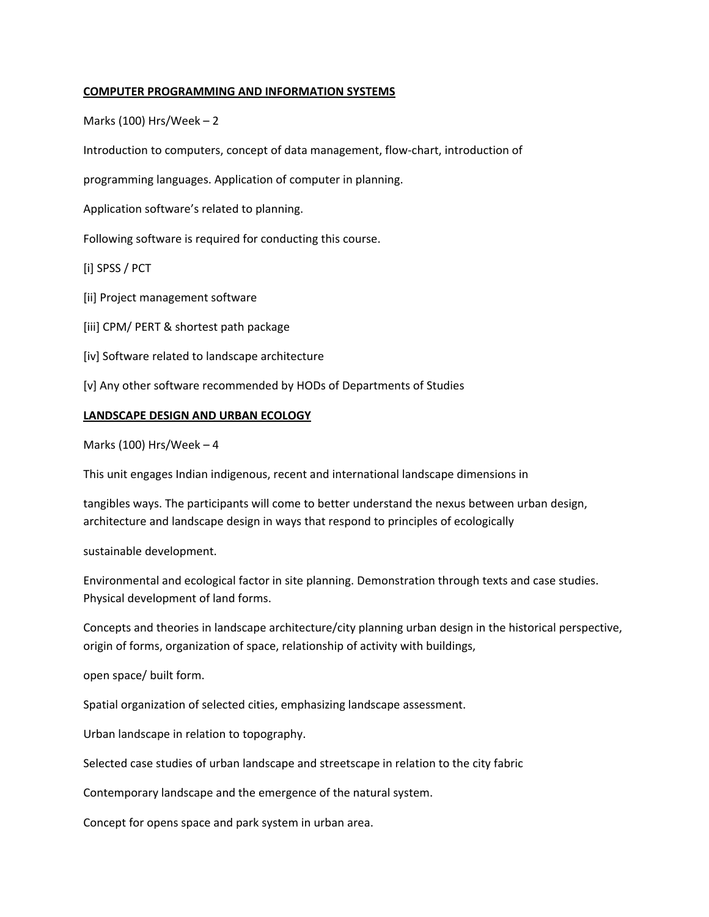## COMPUTER PROGRAMMING AND INFORMATION SYSTEMS

Marks (100) Hrs/Week – 2

Introduction to computers, concept of data management, flow-chart, introduction of programming languages. Application of computer in planning.

Application software's related to planning.

Following software is required for conducting this course.

[i] SPSS / PCT

[ii] Project management software

[iii] CPM/ PERT & shortest path package

[iv] Software related to landscape architecture

[v] Any other software recommended by HODs of Departments of Studies

## LANDSCAPE DESIGN AND URBAN ECOLOGY

Marks (100) Hrs/Week – 4

This unit engages Indian indigenous, recent and international landscape dimensions in tangibles ways. The participants will come to better understand the nexus between urban design, architecture and landscape design in ways that respond to principles of ecologically sustainable development.

Environmental and ecological factor in site planning. Demonstration through texts and case studies. Physical development of land forms.

Concepts and theories in landscape architecture/city planning urban design in the historical perspective, origin of forms, organization of space, relationship of activity with buildings, open space/ built form.

Spatial organization of selected cities, emphasizing landscape assessment.

Urban landscape in relation to topography.

Selected case studies of urban landscape and streetscape in relation to the city fabric

Contemporary landscape and the emergence of the natural system.

Concept for opens space and park system in urban area.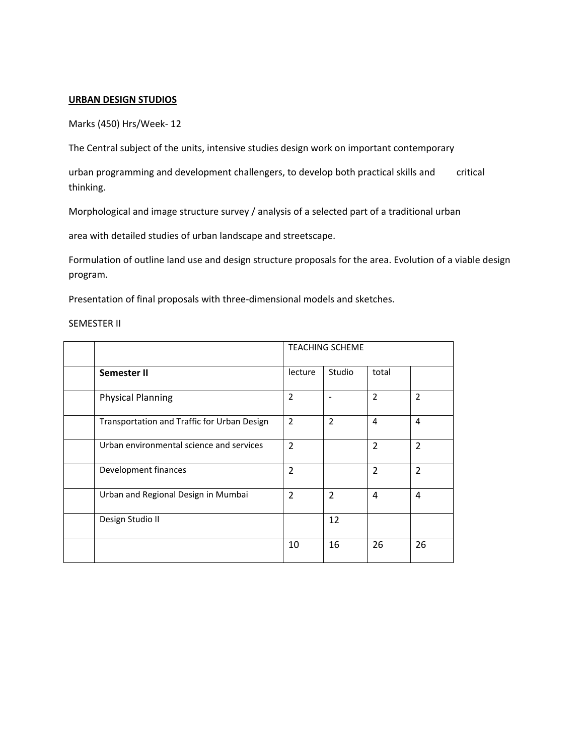**URBAN DESIGN STUDIOS**

Marks (450) Hrs/Week- 12

The Central subject of the units, intensive studies design work on important contemporary

urban programming and development challengers, to develop both practical skills and critical thinking.

Morphological and image structure survey / analysis of a selected part of a traditional urban

area with detailed studies of urban landscape and streetscape.

Formulation of outline land use and design structure proposals for the area. Evolution of a viable design program.

Presentation of final proposals with three-dimensional models and sketches.

SEMESTER II

| | | TEACHING SCHEME | | | |
|---|---|---|---|---|---|
| | **Semester II** | lecture | Studio | total | |
| | Physical Planning | 2 | - | 2 | 2 |
| | Transportation and Traffic for Urban Design | 2 | 2 | 4 | 4 |
| | Urban environmental science and services | 2 | | 2 | 2 |
| | Development finances | 2 | | 2 | 2 |
| | Urban and Regional Design in Mumbai | 2 | 2 | 4 | 4 |
| | Design Studio II | | 12 | | |
| | | 10 | 16 | 26 | 26 |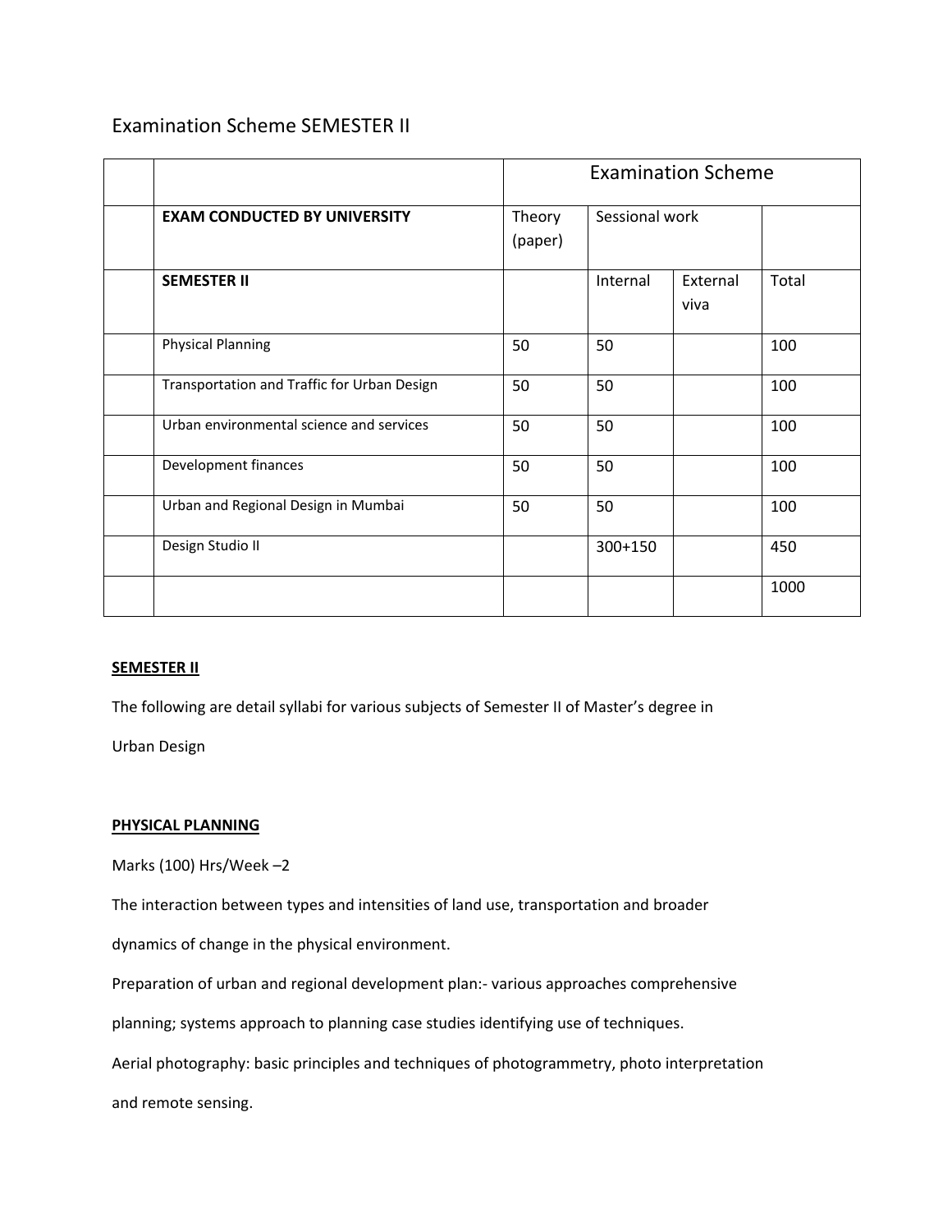Examination Scheme SEMESTER II

| | | Examination Scheme | | | |
|---|---|---|---|---|---|
| | **EXAM CONDUCTED BY UNIVERSITY** | Theory (paper) | Sessional work | | |
| | **SEMESTER II** | | Internal | External viva | Total |
| | Physical Planning | 50 | 50 | | 100 |
| | Transportation and Traffic for Urban Design | 50 | 50 | | 100 |
| | Urban environmental science and services | 50 | 50 | | 100 |
| | Development finances | 50 | 50 | | 100 |
| | Urban and Regional Design in Mumbai | 50 | 50 | | 100 |
| | Design Studio II | | 300+150 | | 450 |
| | | | | | 1000 |

**SEMESTER II**

The following are detail syllabi for various subjects of Semester II of Master's degree in Urban Design

**PHYSICAL PLANNING**

Marks (100) Hrs/Week –2

The interaction between types and intensities of land use, transportation and broader dynamics of change in the physical environment.

Preparation of urban and regional development plan:- various approaches comprehensive planning; systems approach to planning case studies identifying use of techniques.

Aerial photography: basic principles and techniques of photogrammetry, photo interpretation and remote sensing.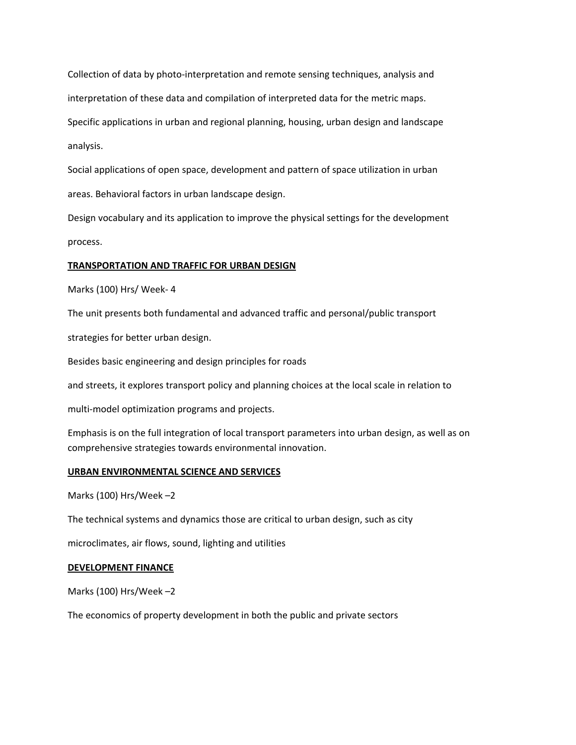Collection of data by photo-interpretation and remote sensing techniques, analysis and interpretation of these data and compilation of interpreted data for the metric maps.

Specific applications in urban and regional planning, housing, urban design and landscape analysis.

Social applications of open space, development and pattern of space utilization in urban areas. Behavioral factors in urban landscape design.

Design vocabulary and its application to improve the physical settings for the development process.

## TRANSPORTATION AND TRAFFIC FOR URBAN DESIGN

Marks (100) Hrs/ Week- 4

The unit presents both fundamental and advanced traffic and personal/public transport strategies for better urban design.

Besides basic engineering and design principles for roads and streets, it explores transport policy and planning choices at the local scale in relation to multi-model optimization programs and projects.

Emphasis is on the full integration of local transport parameters into urban design, as well as on comprehensive strategies towards environmental innovation.

## URBAN ENVIRONMENTAL SCIENCE AND SERVICES

Marks (100) Hrs/Week –2

The technical systems and dynamics those are critical to urban design, such as city microclimates, air flows, sound, lighting and utilities

## DEVELOPMENT FINANCE

Marks (100) Hrs/Week –2

The economics of property development in both the public and private sectors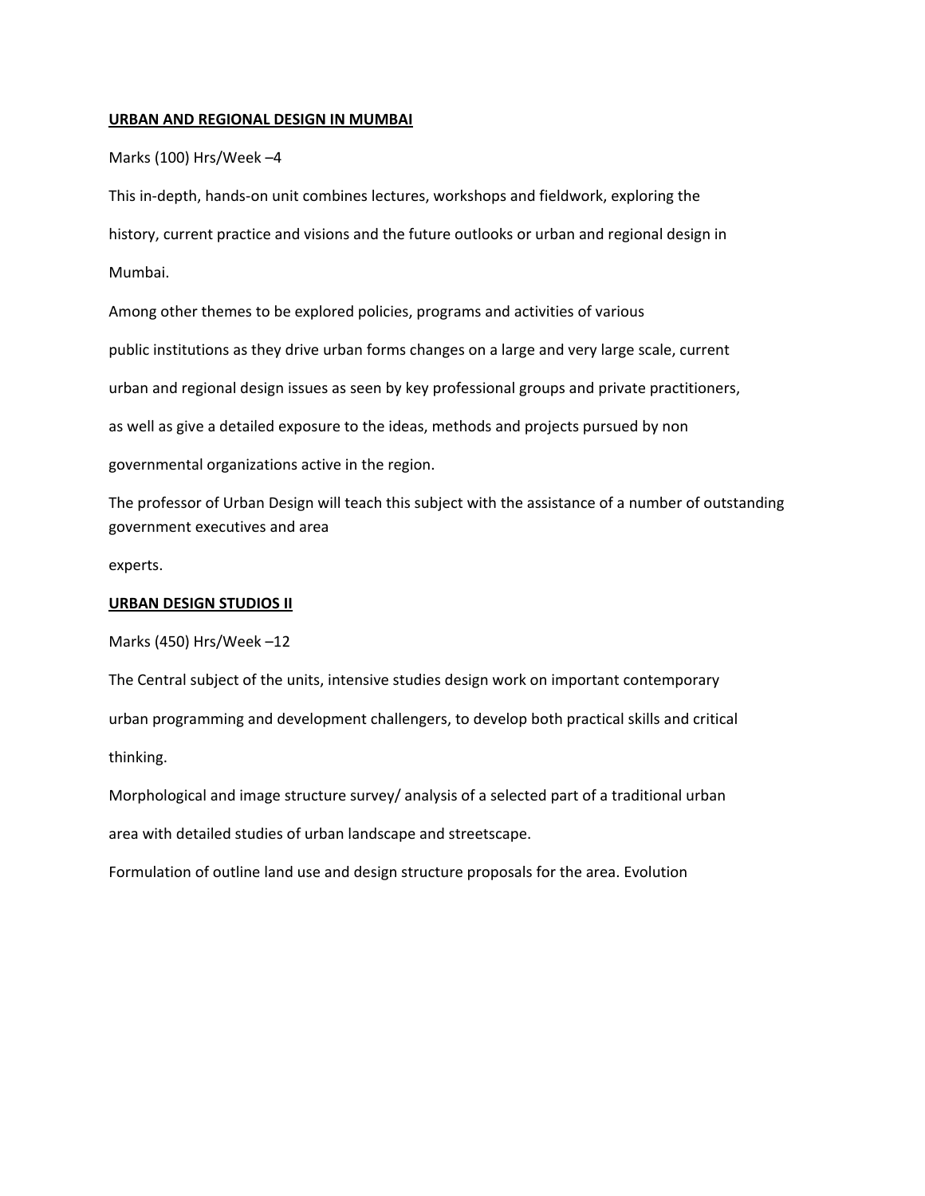## URBAN AND REGIONAL DESIGN IN MUMBAI

Marks (100) Hrs/Week –4

This in-depth, hands-on unit combines lectures, workshops and fieldwork, exploring the history, current practice and visions and the future outlooks or urban and regional design in Mumbai.

Among other themes to be explored policies, programs and activities of various public institutions as they drive urban forms changes on a large and very large scale, current urban and regional design issues as seen by key professional groups and private practitioners, as well as give a detailed exposure to the ideas, methods and projects pursued by non governmental organizations active in the region.

The professor of Urban Design will teach this subject with the assistance of a number of outstanding government executives and area experts.

## URBAN DESIGN STUDIOS II

Marks (450) Hrs/Week –12

The Central subject of the units, intensive studies design work on important contemporary urban programming and development challengers, to develop both practical skills and critical thinking.

Morphological and image structure survey/ analysis of a selected part of a traditional urban area with detailed studies of urban landscape and streetscape.

Formulation of outline land use and design structure proposals for the area. Evolution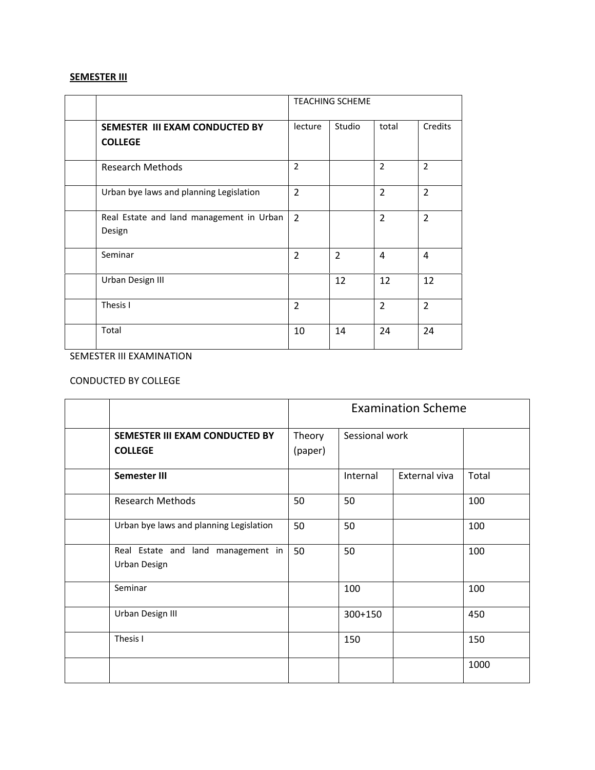**SEMESTER III**

| | | TEACHING SCHEME | | | |
|---|---|---|---|---|---|
| | **SEMESTER III EXAM CONDUCTED BY COLLEGE** | lecture | Studio | total | Credits |
| | Research Methods | 2 | | 2 | 2 |
| | Urban bye laws and planning Legislation | 2 | | 2 | 2 |
| | Real Estate and land management in Urban Design | 2 | | 2 | 2 |
| | Seminar | 2 | 2 | 4 | 4 |
| | Urban Design III | | 12 | 12 | 12 |
| | Thesis I | 2 | | 2 | 2 |
| | Total | 10 | 14 | 24 | 24 |

SEMESTER III EXAMINATION

CONDUCTED BY COLLEGE

| | | Examination Scheme | | | |
|---|---|---|---|---|---|
| | **SEMESTER III EXAM CONDUCTED BY COLLEGE** | Theory (paper) | Sessional work | | |
| | **Semester III** | | Internal | External viva | Total |
| | Research Methods | 50 | 50 | | 100 |
| | Urban bye laws and planning Legislation | 50 | 50 | | 100 |
| | Real Estate and land management in Urban Design | 50 | 50 | | 100 |
| | Seminar | | 100 | | 100 |
| | Urban Design III | | 300+150 | | 450 |
| | Thesis I | | 150 | | 150 |
| | | | | | 1000 |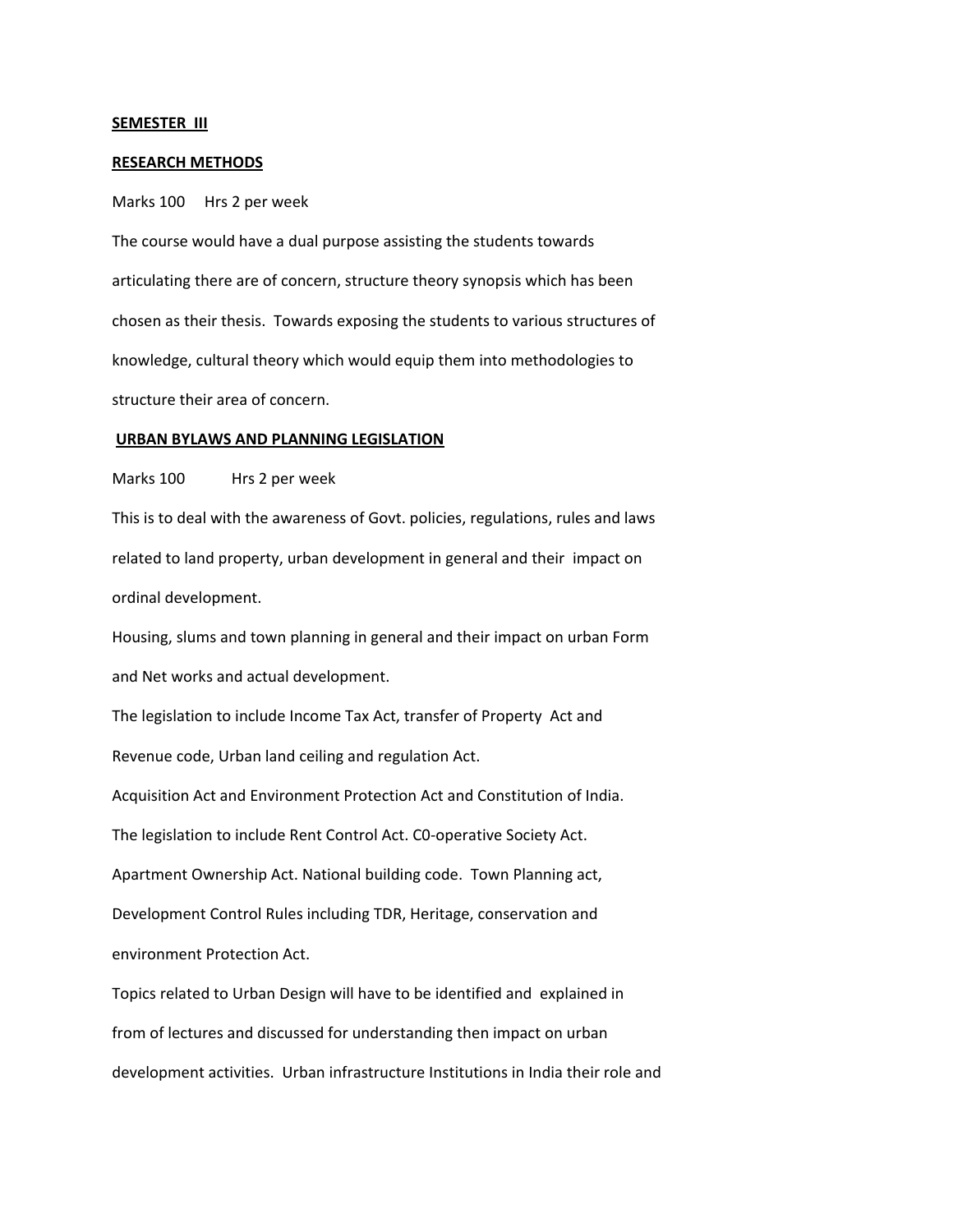**SEMESTER III**

**RESEARCH METHODS**

Marks 100 Hrs 2 per week

The course would have a dual purpose assisting the students towards articulating there are of concern, structure theory synopsis which has been chosen as their thesis. Towards exposing the students to various structures of knowledge, cultural theory which would equip them into methodologies to structure their area of concern.

**URBAN BYLAWS AND PLANNING LEGISLATION**

Marks 100 Hrs 2 per week

This is to deal with the awareness of Govt. policies, regulations, rules and laws related to land property, urban development in general and their impact on ordinal development.

Housing, slums and town planning in general and their impact on urban Form and Net works and actual development.

The legislation to include Income Tax Act, transfer of Property Act and Revenue code, Urban land ceiling and regulation Act.

Acquisition Act and Environment Protection Act and Constitution of India.

The legislation to include Rent Control Act. C0-operative Society Act. Apartment Ownership Act. National building code. Town Planning act, Development Control Rules including TDR, Heritage, conservation and environment Protection Act.

Topics related to Urban Design will have to be identified and explained in from of lectures and discussed for understanding then impact on urban development activities. Urban infrastructure Institutions in India their role and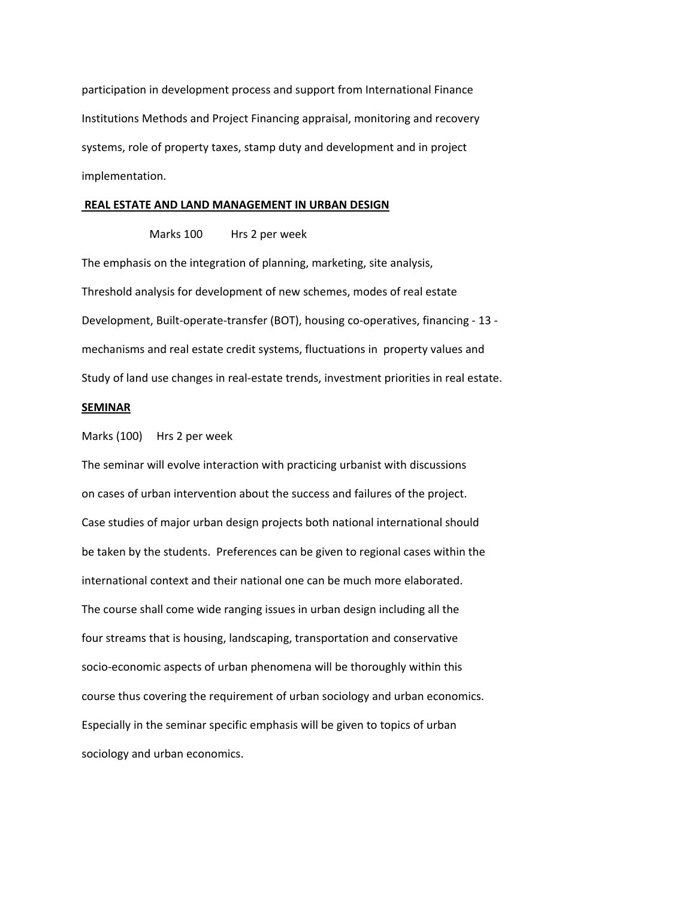participation in development process and support from International Finance Institutions Methods and Project Financing appraisal, monitoring and recovery systems, role of property taxes, stamp duty and development and in project implementation.

## **REAL ESTATE AND LAND MANAGEMENT IN URBAN DESIGN**

Marks 100 Hrs 2 per week

The emphasis on the integration of planning, marketing, site analysis, Threshold analysis for development of new schemes, modes of real estate Development, Built-operate-transfer (BOT), housing co-operatives, financing - 13 - mechanisms and real estate credit systems, fluctuations in property values and Study of land use changes in real-estate trends, investment priorities in real estate.

## **SEMINAR**

Marks (100) Hrs 2 per week

The seminar will evolve interaction with practicing urbanist with discussions on cases of urban intervention about the success and failures of the project. Case studies of major urban design projects both national international should be taken by the students. Preferences can be given to regional cases within the international context and their national one can be much more elaborated. The course shall come wide ranging issues in urban design including all the four streams that is housing, landscaping, transportation and conservative socio-economic aspects of urban phenomena will be thoroughly within this course thus covering the requirement of urban sociology and urban economics. Especially in the seminar specific emphasis will be given to topics of urban sociology and urban economics.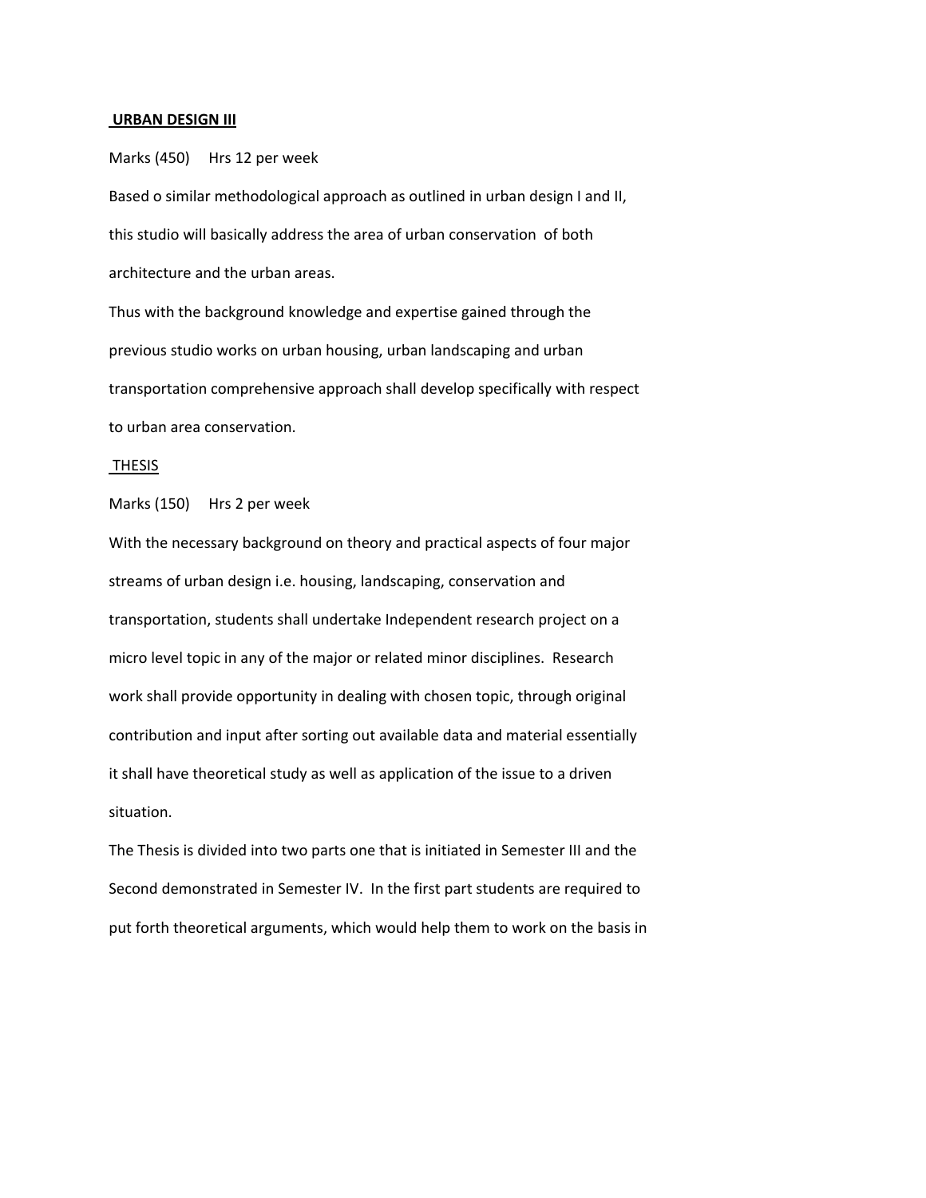## **URBAN DESIGN III**

Marks (450)     Hrs 12 per week

Based o similar methodological approach as outlined in urban design I and II, this studio will basically address the area of urban conservation of both architecture and the urban areas.

Thus with the background knowledge and expertise gained through the previous studio works on urban housing, urban landscaping and urban transportation comprehensive approach shall develop specifically with respect to urban area conservation.

## THESIS

Marks (150)     Hrs 2 per week

With the necessary background on theory and practical aspects of four major streams of urban design i.e. housing, landscaping, conservation and transportation, students shall undertake Independent research project on a micro level topic in any of the major or related minor disciplines. Research work shall provide opportunity in dealing with chosen topic, through original contribution and input after sorting out available data and material essentially it shall have theoretical study as well as application of the issue to a driven situation.

The Thesis is divided into two parts one that is initiated in Semester III and the Second demonstrated in Semester IV. In the first part students are required to put forth theoretical arguments, which would help them to work on the basis in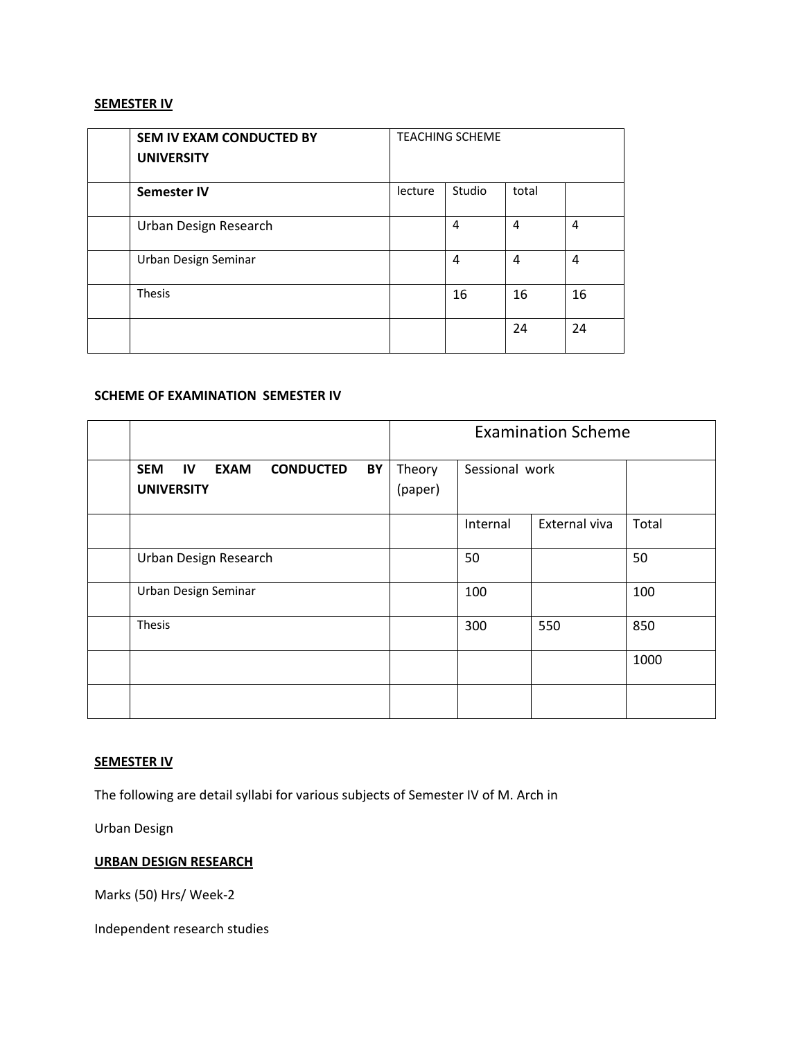**SEMESTER IV**

| | SEM IV EXAM CONDUCTED BY UNIVERSITY | TEACHING SCHEME | | | |
|---|---|---|---|---|---|
| | **Semester IV** | lecture | Studio | total | |
| | Urban Design Research | | 4 | 4 | 4 |
| | Urban Design Seminar | | 4 | 4 | 4 |
| | Thesis | | 16 | 16 | 16 |
| | | | | 24 | 24 |

**SCHEME OF EXAMINATION SEMESTER IV**

| | | Examination Scheme | | | |
|---|---|---|---|---|---|
| | **SEM IV EXAM CONDUCTED BY UNIVERSITY** | Theory (paper) | Sessional work | | |
| | | | Internal | External viva | Total |
| | Urban Design Research | | 50 | | 50 |
| | Urban Design Seminar | | 100 | | 100 |
| | Thesis | | 300 | 550 | 850 |
| | | | | | 1000 |
| | | | | | |

**SEMESTER IV**

The following are detail syllabi for various subjects of Semester IV of M. Arch in

Urban Design

**URBAN DESIGN RESEARCH**

Marks (50) Hrs/ Week-2

Independent research studies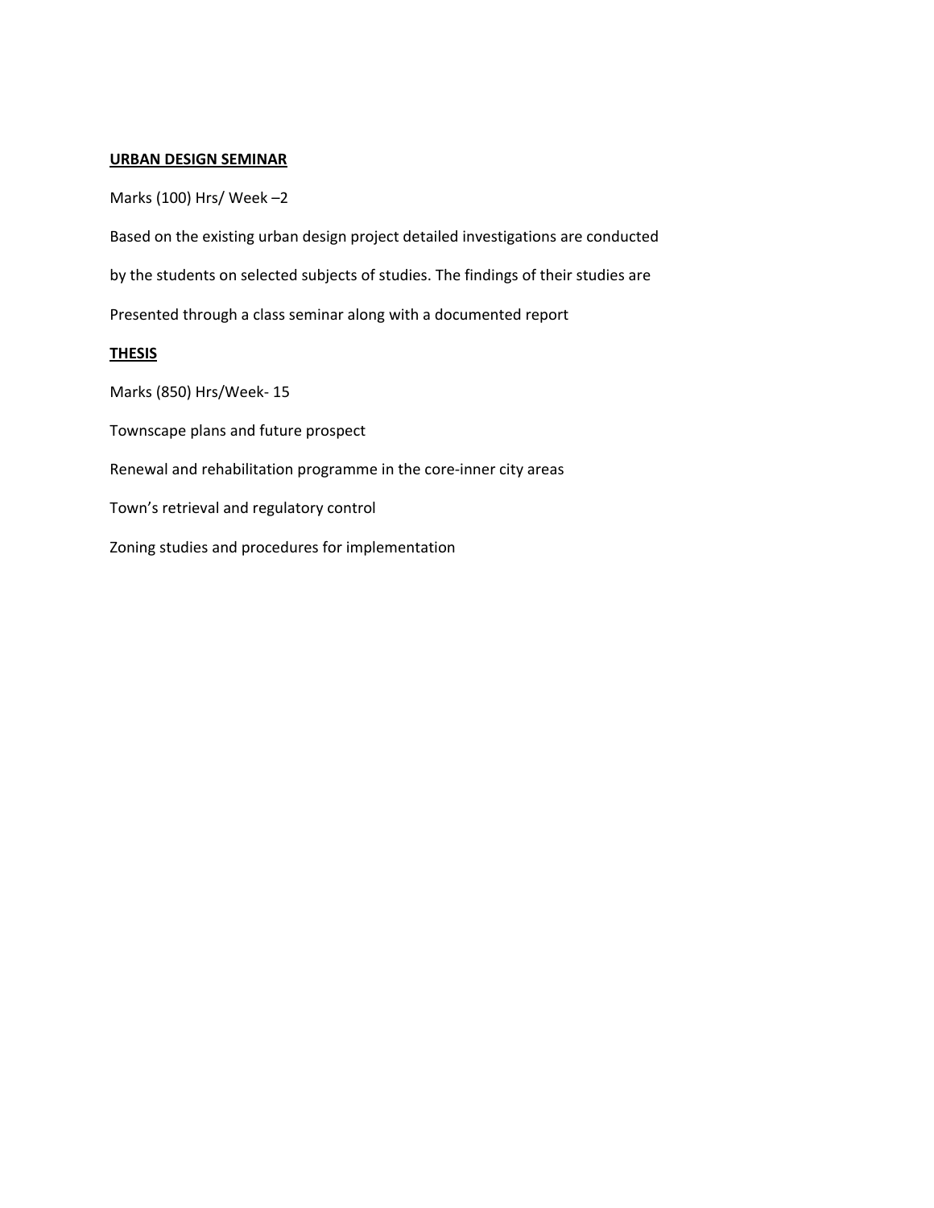## URBAN DESIGN SEMINAR

Marks (100) Hrs/ Week –2

Based on the existing urban design project detailed investigations are conducted by the students on selected subjects of studies. The findings of their studies are Presented through a class seminar along with a documented report

## THESIS

Marks (850) Hrs/Week- 15

Townscape plans and future prospect

Renewal and rehabilitation programme in the core-inner city areas

Town's retrieval and regulatory control

Zoning studies and procedures for implementation